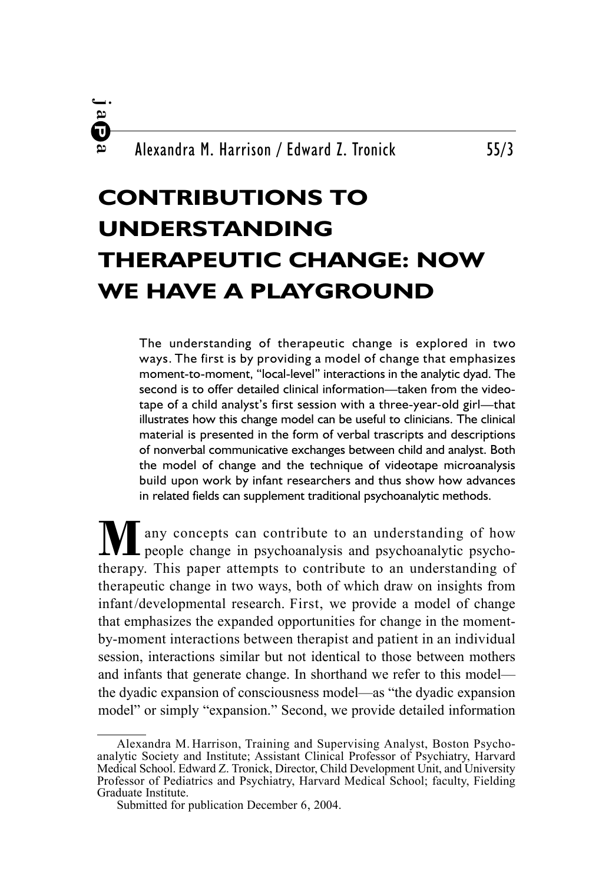# CONTRIBUTIONS TO UNDERSTANDING THERAPEUTIC CHANGE: NOW WE HAVE A PLAYGROUND

Alexandra M. Harrison / Edward Z. Tronick

The understanding of therapeutic change is explored in two ways. The first is by providing a model of change that emphasizes moment-to-moment, "local-level" interactions in the analytic dyad. The second is to offer detailed clinical information—taken from the videotape of a child analyst's first session with a three-year-old girl—that illustrates how this change model can be useful to clinicians. The clinical material is presented in the form of verbal trascripts and descriptions of nonverbal communicative exchanges between child and analyst. Both the model of change and the technique of videotape microanalysis build upon work by infant researchers and thus show how advances in related fields can supplement traditional psychoanalytic methods.

Many concepts can contribute to an understanding of how people change in psychoanalysis and psychoanalytic psychotherapy. This paper attempts to contribute to an understanding of therapeutic change in two ways, both of which draw on insights from infant/developmental research. First, we provide a model of change that emphasizes the expanded opportunities for change in the moment-by-moment interactions between therapist and patient in an individual session, interactions similar but not identical to those between mothers and infants that generate change. In shorthand we refer to this model—the dyadic expansion of consciousness model—as "the dyadic expansion model" or simply "expansion." Second, we provide detailed information

---

Alexandra M. Harrison, Training and Supervising Analyst, Boston Psychoanalytic Society and Institute; Assistant Clinical Professor of Psychiatry, Harvard Medical School. Edward Z. Tronick, Director, Child Development Unit, and University Professor of Pediatrics and Psychiatry, Harvard Medical School; faculty, Fielding Graduate Institute.

Submitted for publication December 6, 2004.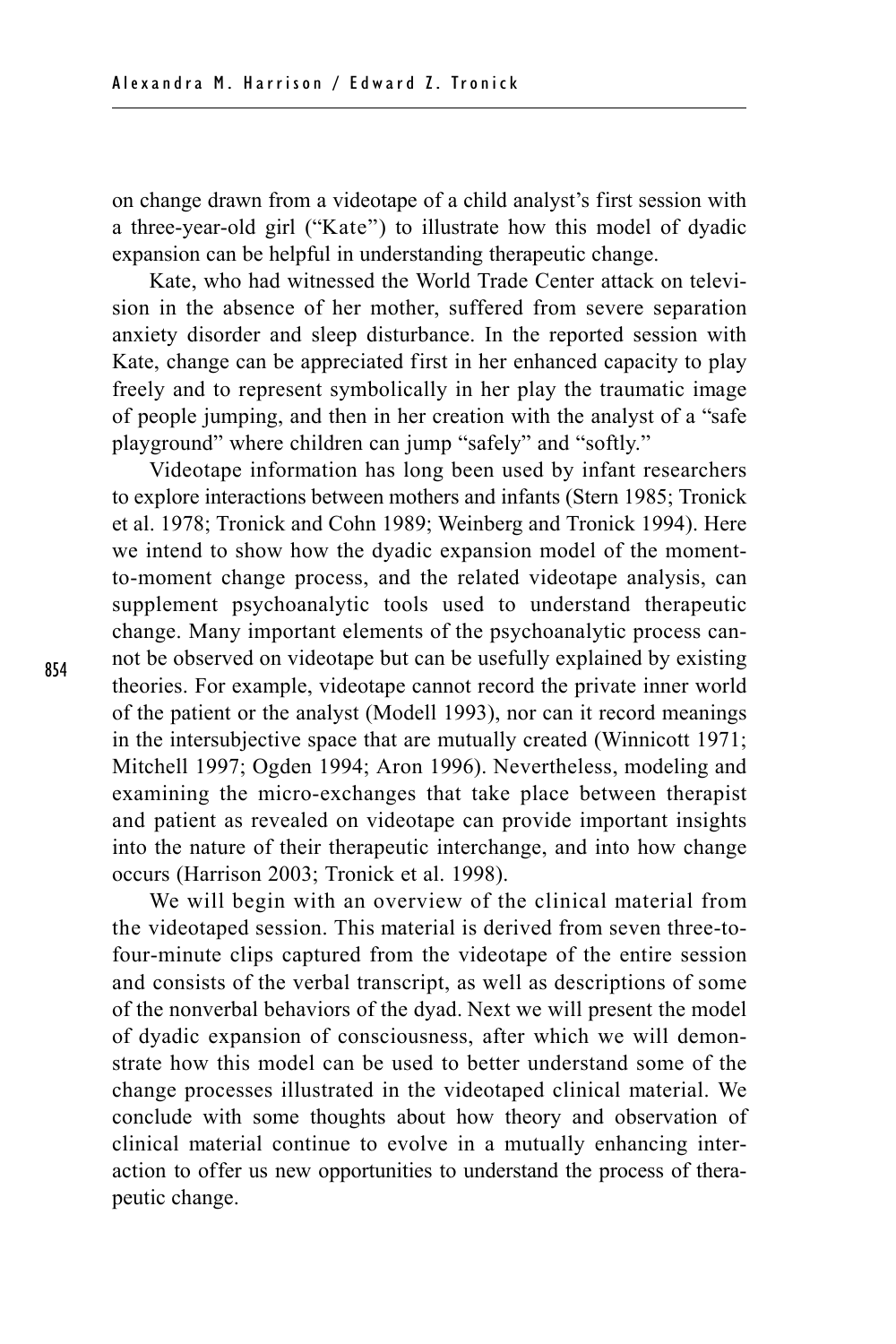on change drawn from a videotape of a child analyst's first session with a three-year-old girl ("Kate") to illustrate how this model of dyadic expansion can be helpful in understanding therapeutic change.

Kate, who had witnessed the World Trade Center attack on television in the absence of her mother, suffered from severe separation anxiety disorder and sleep disturbance. In the reported session with Kate, change can be appreciated first in her enhanced capacity to play freely and to represent symbolically in her play the traumatic image of people jumping, and then in her creation with the analyst of a "safe playground" where children can jump "safely" and "softly."

Videotape information has long been used by infant researchers to explore interactions between mothers and infants (Stern 1985; Tronick et al. 1978; Tronick and Cohn 1989; Weinberg and Tronick 1994). Here we intend to show how the dyadic expansion model of the moment-to-moment change process, and the related videotape analysis, can supplement psychoanalytic tools used to understand therapeutic change. Many important elements of the psychoanalytic process cannot be observed on videotape but can be usefully explained by existing theories. For example, videotape cannot record the private inner world of the patient or the analyst (Modell 1993), nor can it record meanings in the intersubjective space that are mutually created (Winnicott 1971; Mitchell 1997; Ogden 1994; Aron 1996). Nevertheless, modeling and examining the micro-exchanges that take place between therapist and patient as revealed on videotape can provide important insights into the nature of their therapeutic interchange, and into how change occurs (Harrison 2003; Tronick et al. 1998).

We will begin with an overview of the clinical material from the videotaped session. This material is derived from seven three-to-four-minute clips captured from the videotape of the entire session and consists of the verbal transcript, as well as descriptions of some of the nonverbal behaviors of the dyad. Next we will present the model of dyadic expansion of consciousness, after which we will demonstrate how this model can be used to better understand some of the change processes illustrated in the videotaped clinical material. We conclude with some thoughts about how theory and observation of clinical material continue to evolve in a mutually enhancing interaction to offer us new opportunities to understand the process of therapeutic change.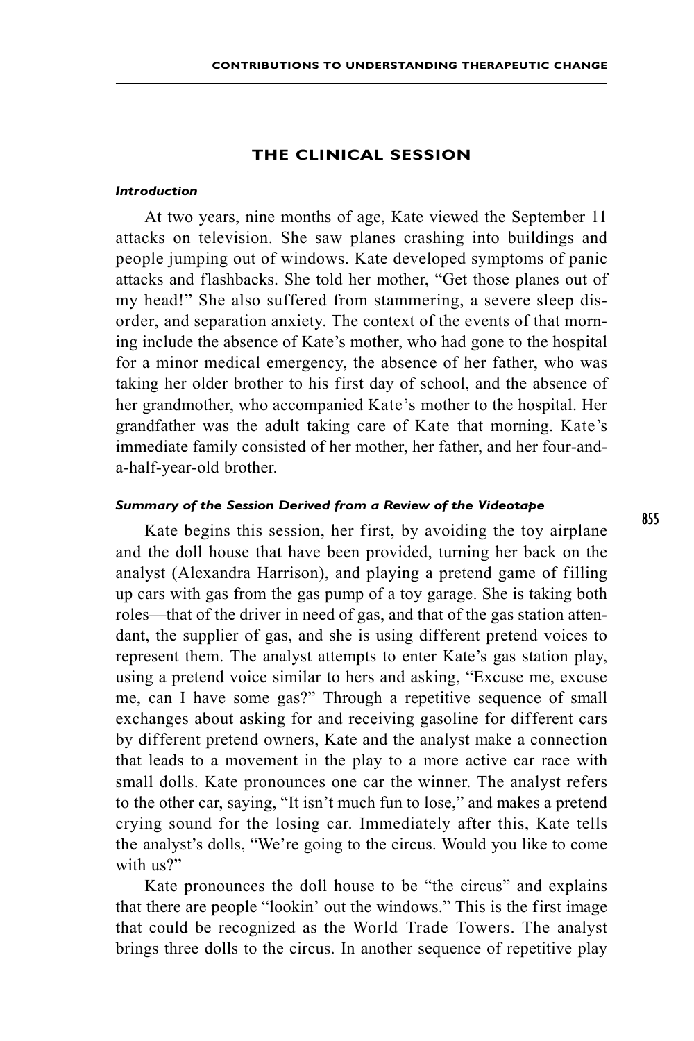## THE CLINICAL SESSION

### *Introduction*

At two years, nine months of age, Kate viewed the September 11 attacks on television. She saw planes crashing into buildings and people jumping out of windows. Kate developed symptoms of panic attacks and flashbacks. She told her mother, "Get those planes out of my head!" She also suffered from stammering, a severe sleep disorder, and separation anxiety. The context of the events of that morning include the absence of Kate's mother, who had gone to the hospital for a minor medical emergency, the absence of her father, who was taking her older brother to his first day of school, and the absence of her grandmother, who accompanied Kate's mother to the hospital. Her grandfather was the adult taking care of Kate that morning. Kate's immediate family consisted of her mother, her father, and her four-and-a-half-year-old brother.

### *Summary of the Session Derived from a Review of the Videotape*

Kate begins this session, her first, by avoiding the toy airplane and the doll house that have been provided, turning her back on the analyst (Alexandra Harrison), and playing a pretend game of filling up cars with gas from the gas pump of a toy garage. She is taking both roles—that of the driver in need of gas, and that of the gas station attendant, the supplier of gas, and she is using different pretend voices to represent them. The analyst attempts to enter Kate's gas station play, using a pretend voice similar to hers and asking, "Excuse me, excuse me, can I have some gas?" Through a repetitive sequence of small exchanges about asking for and receiving gasoline for different cars by different pretend owners, Kate and the analyst make a connection that leads to a movement in the play to a more active car race with small dolls. Kate pronounces one car the winner. The analyst refers to the other car, saying, "It isn't much fun to lose," and makes a pretend crying sound for the losing car. Immediately after this, Kate tells the analyst's dolls, "We're going to the circus. Would you like to come with us?"

Kate pronounces the doll house to be "the circus" and explains that there are people "lookin' out the windows." This is the first image that could be recognized as the World Trade Towers. The analyst brings three dolls to the circus. In another sequence of repetitive play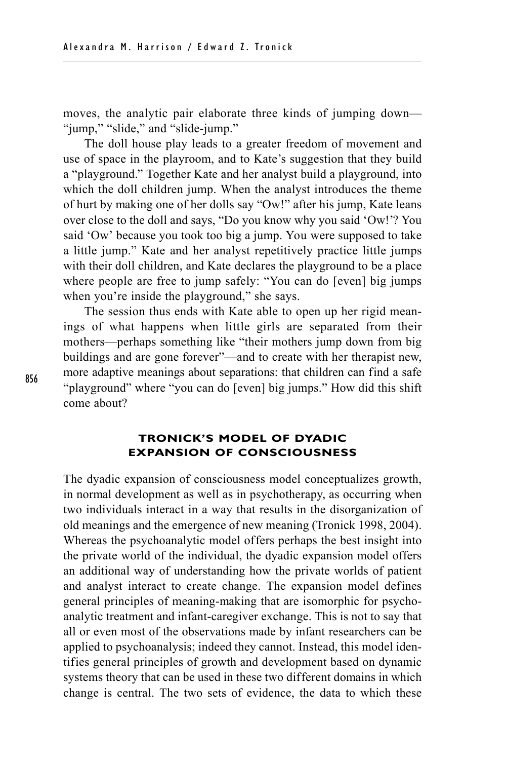moves, the analytic pair elaborate three kinds of jumping down—"jump," "slide," and "slide-jump."

The doll house play leads to a greater freedom of movement and use of space in the playroom, and to Kate's suggestion that they build a "playground." Together Kate and her analyst build a playground, into which the doll children jump. When the analyst introduces the theme of hurt by making one of her dolls say "Ow!" after his jump, Kate leans over close to the doll and says, "Do you know why you said 'Ow!'? You said 'Ow' because you took too big a jump. You were supposed to take a little jump." Kate and her analyst repetitively practice little jumps with their doll children, and Kate declares the playground to be a place where people are free to jump safely: "You can do [even] big jumps when you're inside the playground," she says.

The session thus ends with Kate able to open up her rigid meanings of what happens when little girls are separated from their mothers—perhaps something like "their mothers jump down from big buildings and are gone forever"—and to create with her therapist new, more adaptive meanings about separations: that children can find a safe "playground" where "you can do [even] big jumps." How did this shift come about?

## TRONICK'S MODEL OF DYADIC EXPANSION OF CONSCIOUSNESS

The dyadic expansion of consciousness model conceptualizes growth, in normal development as well as in psychotherapy, as occurring when two individuals interact in a way that results in the disorganization of old meanings and the emergence of new meaning (Tronick 1998, 2004). Whereas the psychoanalytic model offers perhaps the best insight into the private world of the individual, the dyadic expansion model offers an additional way of understanding how the private worlds of patient and analyst interact to create change. The expansion model defines general principles of meaning-making that are isomorphic for psychoanalytic treatment and infant-caregiver exchange. This is not to say that all or even most of the observations made by infant researchers can be applied to psychoanalysis; indeed they cannot. Instead, this model identifies general principles of growth and development based on dynamic systems theory that can be used in these two different domains in which change is central. The two sets of evidence, the data to which these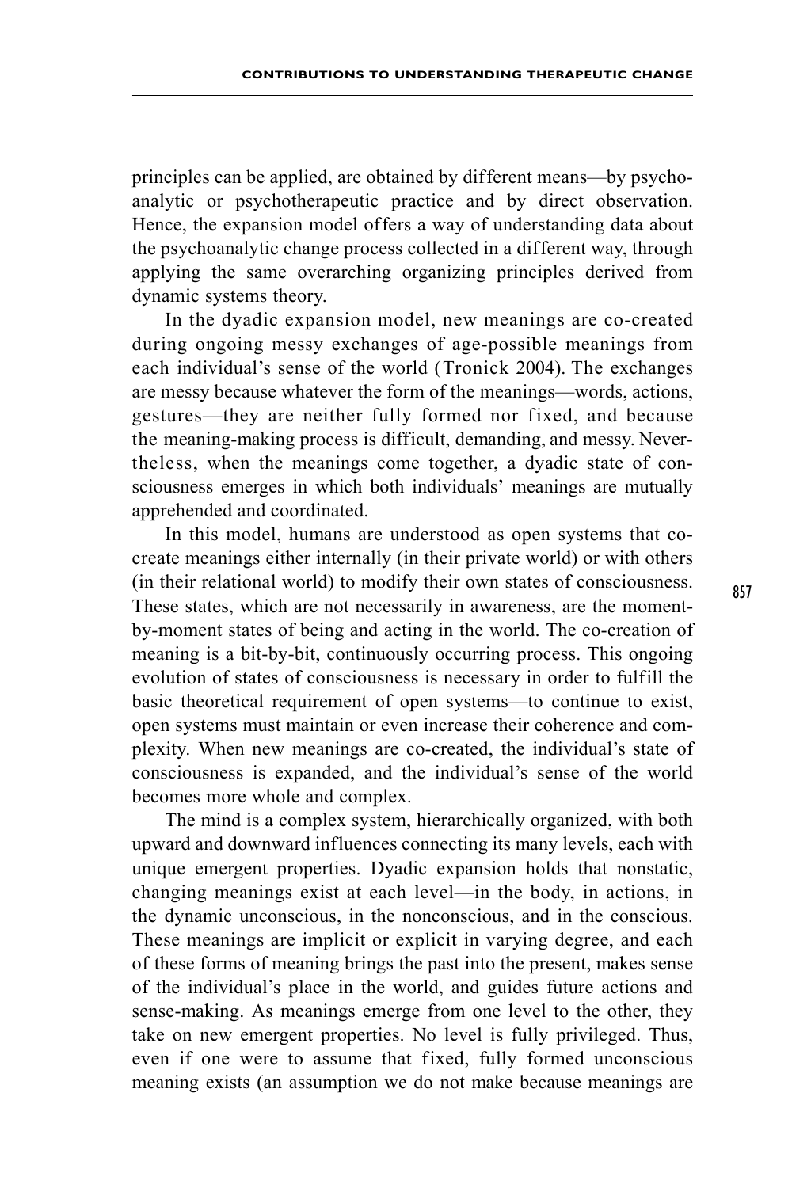principles can be applied, are obtained by different means—by psychoanalytic or psychotherapeutic practice and by direct observation. Hence, the expansion model offers a way of understanding data about the psychoanalytic change process collected in a different way, through applying the same overarching organizing principles derived from dynamic systems theory.

In the dyadic expansion model, new meanings are co-created during ongoing messy exchanges of age-possible meanings from each individual's sense of the world (Tronick 2004). The exchanges are messy because whatever the form of the meanings—words, actions, gestures—they are neither fully formed nor fixed, and because the meaning-making process is difficult, demanding, and messy. Nevertheless, when the meanings come together, a dyadic state of consciousness emerges in which both individuals' meanings are mutually apprehended and coordinated.

In this model, humans are understood as open systems that co-create meanings either internally (in their private world) or with others (in their relational world) to modify their own states of consciousness. These states, which are not necessarily in awareness, are the moment-by-moment states of being and acting in the world. The co-creation of meaning is a bit-by-bit, continuously occurring process. This ongoing evolution of states of consciousness is necessary in order to fulfill the basic theoretical requirement of open systems—to continue to exist, open systems must maintain or even increase their coherence and complexity. When new meanings are co-created, the individual's state of consciousness is expanded, and the individual's sense of the world becomes more whole and complex.

The mind is a complex system, hierarchically organized, with both upward and downward influences connecting its many levels, each with unique emergent properties. Dyadic expansion holds that nonstatic, changing meanings exist at each level—in the body, in actions, in the dynamic unconscious, in the nonconscious, and in the conscious. These meanings are implicit or explicit in varying degree, and each of these forms of meaning brings the past into the present, makes sense of the individual's place in the world, and guides future actions and sense-making. As meanings emerge from one level to the other, they take on new emergent properties. No level is fully privileged. Thus, even if one were to assume that fixed, fully formed unconscious meaning exists (an assumption we do not make because meanings are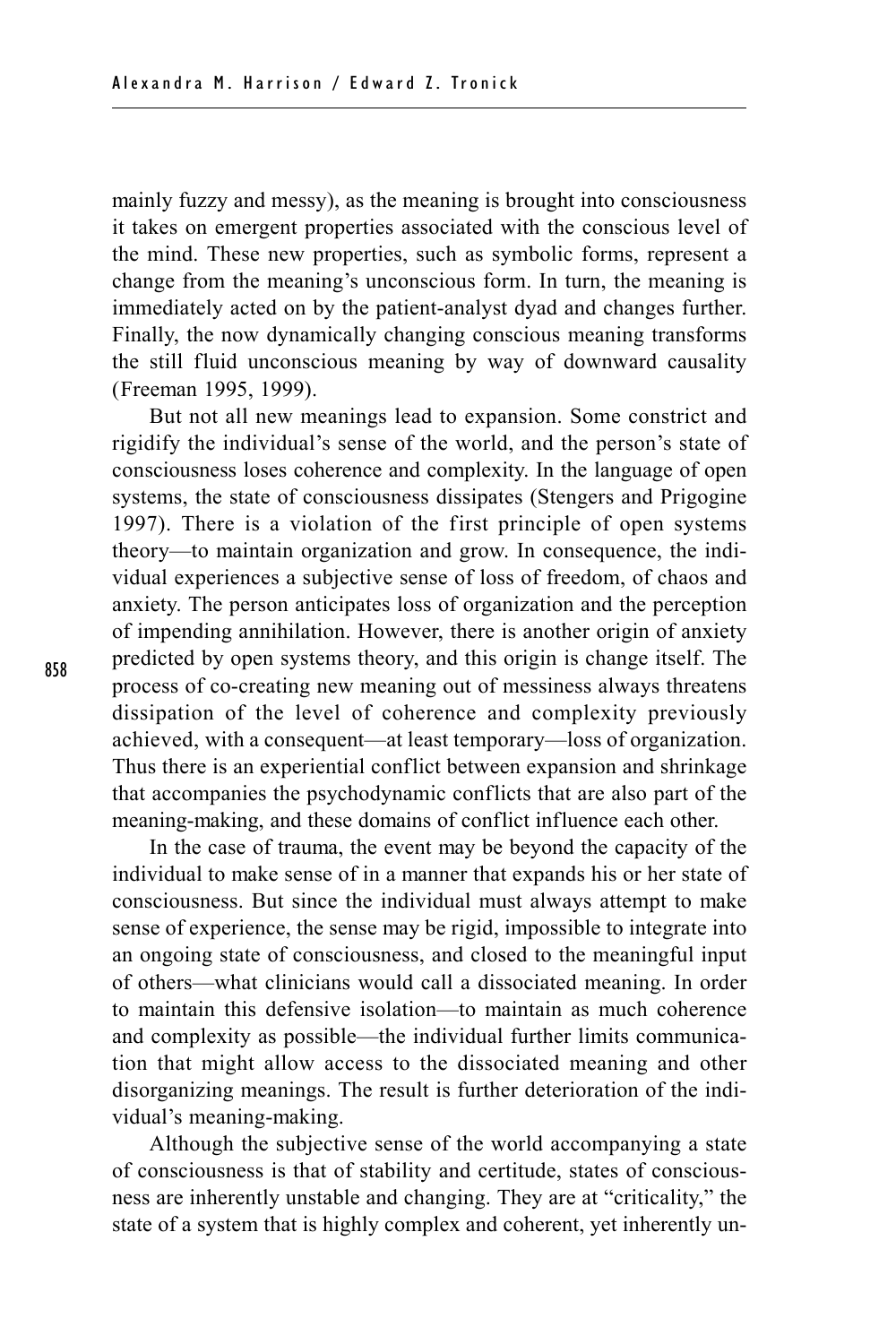mainly fuzzy and messy), as the meaning is brought into consciousness it takes on emergent properties associated with the conscious level of the mind. These new properties, such as symbolic forms, represent a change from the meaning's unconscious form. In turn, the meaning is immediately acted on by the patient-analyst dyad and changes further. Finally, the now dynamically changing conscious meaning transforms the still fluid unconscious meaning by way of downward causality (Freeman 1995, 1999).

But not all new meanings lead to expansion. Some constrict and rigidify the individual's sense of the world, and the person's state of consciousness loses coherence and complexity. In the language of open systems, the state of consciousness dissipates (Stengers and Prigogine 1997). There is a violation of the first principle of open systems theory—to maintain organization and grow. In consequence, the individual experiences a subjective sense of loss of freedom, of chaos and anxiety. The person anticipates loss of organization and the perception of impending annihilation. However, there is another origin of anxiety predicted by open systems theory, and this origin is change itself. The process of co-creating new meaning out of messiness always threatens dissipation of the level of coherence and complexity previously achieved, with a consequent—at least temporary—loss of organization. Thus there is an experiential conflict between expansion and shrinkage that accompanies the psychodynamic conflicts that are also part of the meaning-making, and these domains of conflict influence each other.

In the case of trauma, the event may be beyond the capacity of the individual to make sense of in a manner that expands his or her state of consciousness. But since the individual must always attempt to make sense of experience, the sense may be rigid, impossible to integrate into an ongoing state of consciousness, and closed to the meaningful input of others—what clinicians would call a dissociated meaning. In order to maintain this defensive isolation—to maintain as much coherence and complexity as possible—the individual further limits communication that might allow access to the dissociated meaning and other disorganizing meanings. The result is further deterioration of the individual's meaning-making.

Although the subjective sense of the world accompanying a state of consciousness is that of stability and certitude, states of consciousness are inherently unstable and changing. They are at "criticality," the state of a system that is highly complex and coherent, yet inherently un-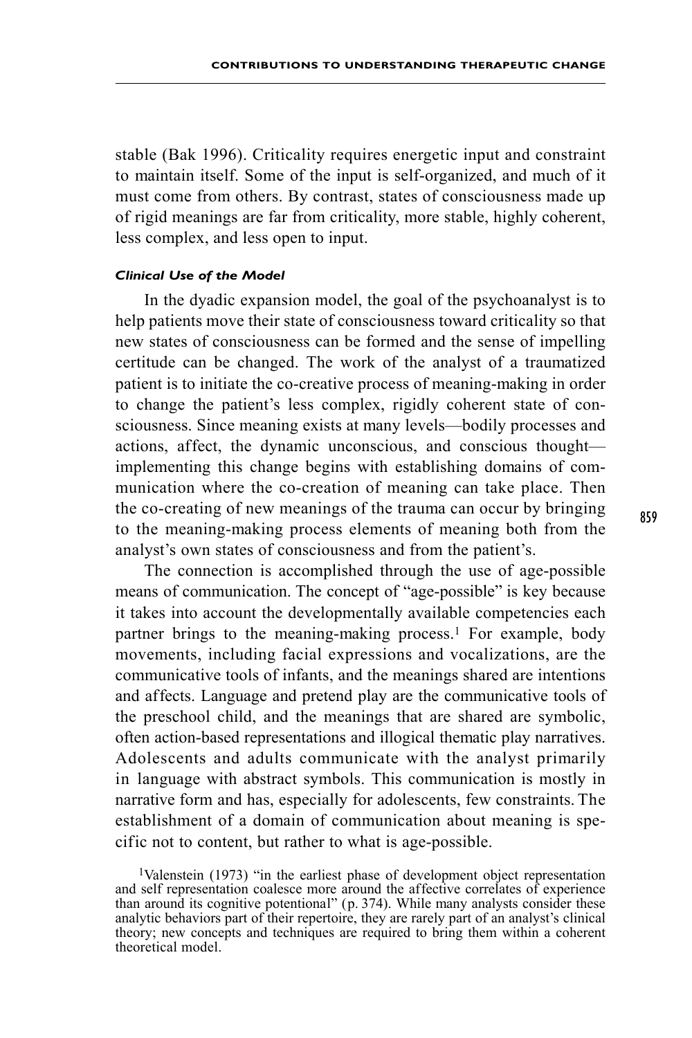stable (Bak 1996). Criticality requires energetic input and constraint to maintain itself. Some of the input is self-organized, and much of it must come from others. By contrast, states of consciousness made up of rigid meanings are far from criticality, more stable, highly coherent, less complex, and less open to input.

#### *Clinical Use of the Model*

In the dyadic expansion model, the goal of the psychoanalyst is to help patients move their state of consciousness toward criticality so that new states of consciousness can be formed and the sense of impelling certitude can be changed. The work of the analyst of a traumatized patient is to initiate the co-creative process of meaning-making in order to change the patient's less complex, rigidly coherent state of consciousness. Since meaning exists at many levels—bodily processes and actions, affect, the dynamic unconscious, and conscious thought—implementing this change begins with establishing domains of communication where the co-creation of meaning can take place. Then the co-creating of new meanings of the trauma can occur by bringing to the meaning-making process elements of meaning both from the analyst's own states of consciousness and from the patient's.

The connection is accomplished through the use of age-possible means of communication. The concept of "age-possible" is key because it takes into account the developmentally available competencies each partner brings to the meaning-making process.[1] For example, body movements, including facial expressions and vocalizations, are the communicative tools of infants, and the meanings shared are intentions and affects. Language and pretend play are the communicative tools of the preschool child, and the meanings that are shared are symbolic, often action-based representations and illogical thematic play narratives. Adolescents and adults communicate with the analyst primarily in language with abstract symbols. This communication is mostly in narrative form and has, especially for adolescents, few constraints. The establishment of a domain of communication about meaning is specific not to content, but rather to what is age-possible.

[1]Valenstein (1973) "in the earliest phase of development object representation and self representation coalesce more around the affective correlates of experience than around its cognitive potentional" (p. 374). While many analysts consider these analytic behaviors part of their repertoire, they are rarely part of an analyst's clinical theory; new concepts and techniques are required to bring them within a coherent theoretical model.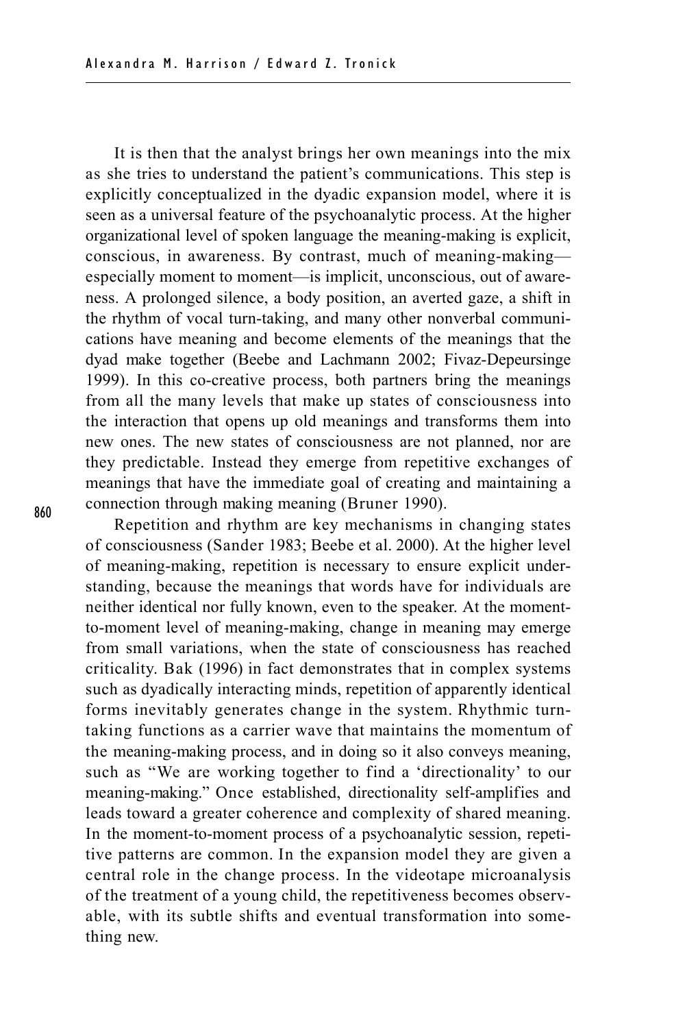It is then that the analyst brings her own meanings into the mix as she tries to understand the patient's communications. This step is explicitly conceptualized in the dyadic expansion model, where it is seen as a universal feature of the psychoanalytic process. At the higher organizational level of spoken language the meaning-making is explicit, conscious, in awareness. By contrast, much of meaning-making—especially moment to moment—is implicit, unconscious, out of awareness. A prolonged silence, a body position, an averted gaze, a shift in the rhythm of vocal turn-taking, and many other nonverbal communications have meaning and become elements of the meanings that the dyad make together (Beebe and Lachmann 2002; Fivaz-Depeursinge 1999). In this co-creative process, both partners bring the meanings from all the many levels that make up states of consciousness into the interaction that opens up old meanings and transforms them into new ones. The new states of consciousness are not planned, nor are they predictable. Instead they emerge from repetitive exchanges of meanings that have the immediate goal of creating and maintaining a connection through making meaning (Bruner 1990).

Repetition and rhythm are key mechanisms in changing states of consciousness (Sander 1983; Beebe et al. 2000). At the higher level of meaning-making, repetition is necessary to ensure explicit understanding, because the meanings that words have for individuals are neither identical nor fully known, even to the speaker. At the moment-to-moment level of meaning-making, change in meaning may emerge from small variations, when the state of consciousness has reached criticality. Bak (1996) in fact demonstrates that in complex systems such as dyadically interacting minds, repetition of apparently identical forms inevitably generates change in the system. Rhythmic turn-taking functions as a carrier wave that maintains the momentum of the meaning-making process, and in doing so it also conveys meaning, such as "We are working together to find a 'directionality' to our meaning-making." Once established, directionality self-amplifies and leads toward a greater coherence and complexity of shared meaning. In the moment-to-moment process of a psychoanalytic session, repetitive patterns are common. In the expansion model they are given a central role in the change process. In the videotape microanalysis of the treatment of a young child, the repetitiveness becomes observable, with its subtle shifts and eventual transformation into something new.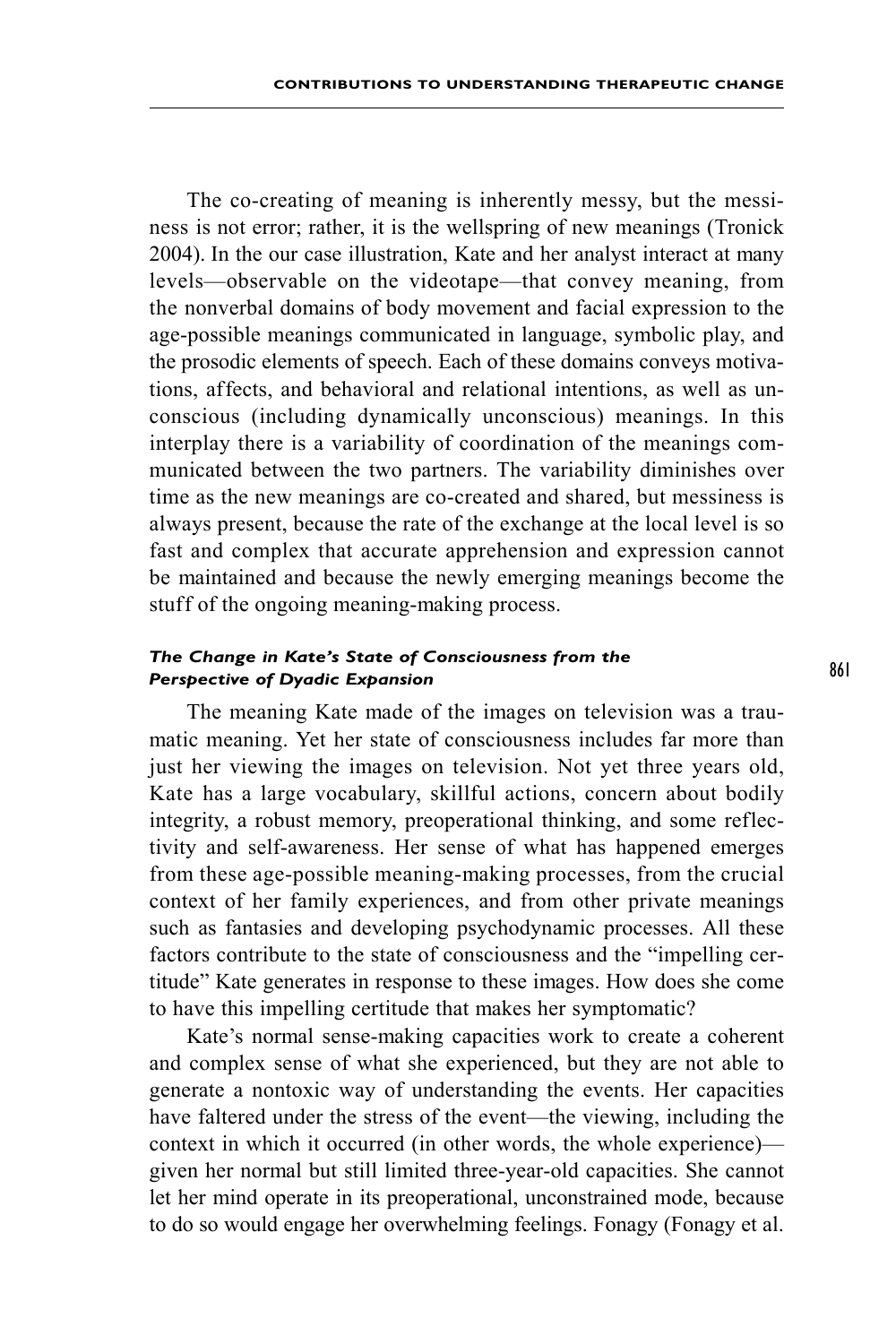The co-creating of meaning is inherently messy, but the messiness is not error; rather, it is the wellspring of new meanings (Tronick 2004). In the our case illustration, Kate and her analyst interact at many levels—observable on the videotape—that convey meaning, from the nonverbal domains of body movement and facial expression to the age-possible meanings communicated in language, symbolic play, and the prosodic elements of speech. Each of these domains conveys motivations, affects, and behavioral and relational intentions, as well as unconscious (including dynamically unconscious) meanings. In this interplay there is a variability of coordination of the meanings communicated between the two partners. The variability diminishes over time as the new meanings are co-created and shared, but messiness is always present, because the rate of the exchange at the local level is so fast and complex that accurate apprehension and expression cannot be maintained and because the newly emerging meanings become the stuff of the ongoing meaning-making process.

#### *The Change in Kate's State of Consciousness from the Perspective of Dyadic Expansion*

The meaning Kate made of the images on television was a traumatic meaning. Yet her state of consciousness includes far more than just her viewing the images on television. Not yet three years old, Kate has a large vocabulary, skillful actions, concern about bodily integrity, a robust memory, preoperational thinking, and some reflectivity and self-awareness. Her sense of what has happened emerges from these age-possible meaning-making processes, from the crucial context of her family experiences, and from other private meanings such as fantasies and developing psychodynamic processes. All these factors contribute to the state of consciousness and the "impelling certitude" Kate generates in response to these images. How does she come to have this impelling certitude that makes her symptomatic?

Kate's normal sense-making capacities work to create a coherent and complex sense of what she experienced, but they are not able to generate a nontoxic way of understanding the events. Her capacities have faltered under the stress of the event—the viewing, including the context in which it occurred (in other words, the whole experience)—given her normal but still limited three-year-old capacities. She cannot let her mind operate in its preoperational, unconstrained mode, because to do so would engage her overwhelming feelings. Fonagy (Fonagy et al.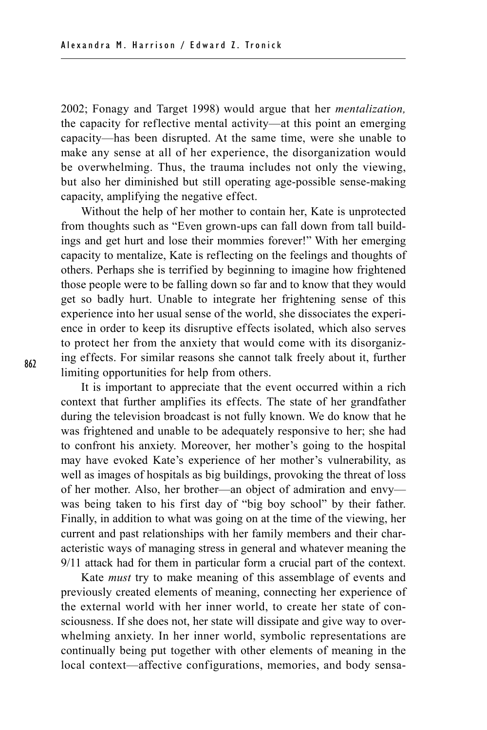2002; Fonagy and Target 1998) would argue that her *mentalization,* the capacity for reflective mental activity—at this point an emerging capacity—has been disrupted. At the same time, were she unable to make any sense at all of her experience, the disorganization would be overwhelming. Thus, the trauma includes not only the viewing, but also her diminished but still operating age-possible sense-making capacity, amplifying the negative effect.

Without the help of her mother to contain her, Kate is unprotected from thoughts such as "Even grown-ups can fall down from tall buildings and get hurt and lose their mommies forever!" With her emerging capacity to mentalize, Kate is reflecting on the feelings and thoughts of others. Perhaps she is terrified by beginning to imagine how frightened those people were to be falling down so far and to know that they would get so badly hurt. Unable to integrate her frightening sense of this experience into her usual sense of the world, she dissociates the experience in order to keep its disruptive effects isolated, which also serves to protect her from the anxiety that would come with its disorganizing effects. For similar reasons she cannot talk freely about it, further limiting opportunities for help from others.

It is important to appreciate that the event occurred within a rich context that further amplifies its effects. The state of her grandfather during the television broadcast is not fully known. We do know that he was frightened and unable to be adequately responsive to her; she had to confront his anxiety. Moreover, her mother's going to the hospital may have evoked Kate's experience of her mother's vulnerability, as well as images of hospitals as big buildings, provoking the threat of loss of her mother. Also, her brother—an object of admiration and envy—was being taken to his first day of "big boy school" by their father. Finally, in addition to what was going on at the time of the viewing, her current and past relationships with her family members and their characteristic ways of managing stress in general and whatever meaning the 9/11 attack had for them in particular form a crucial part of the context.

Kate *must* try to make meaning of this assemblage of events and previously created elements of meaning, connecting her experience of the external world with her inner world, to create her state of consciousness. If she does not, her state will dissipate and give way to overwhelming anxiety. In her inner world, symbolic representations are continually being put together with other elements of meaning in the local context—affective configurations, memories, and body sensa-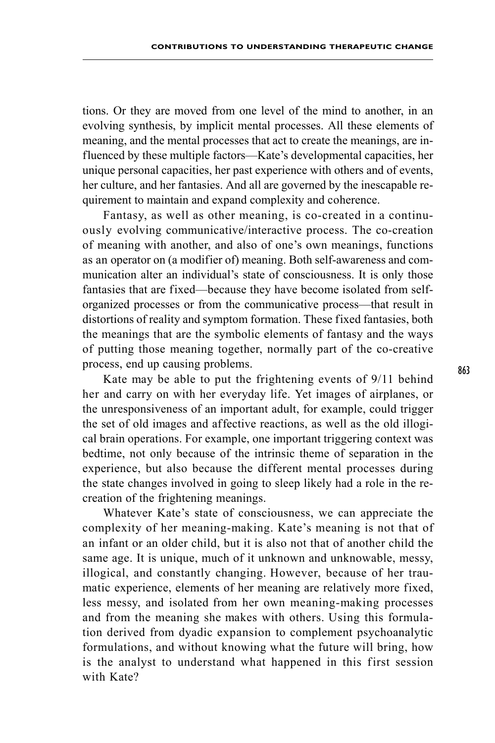tions. Or they are moved from one level of the mind to another, in an evolving synthesis, by implicit mental processes. All these elements of meaning, and the mental processes that act to create the meanings, are influenced by these multiple factors—Kate's developmental capacities, her unique personal capacities, her past experience with others and of events, her culture, and her fantasies. And all are governed by the inescapable requirement to maintain and expand complexity and coherence.

Fantasy, as well as other meaning, is co-created in a continuously evolving communicative/interactive process. The co-creation of meaning with another, and also of one's own meanings, functions as an operator on (a modifier of) meaning. Both self-awareness and communication alter an individual's state of consciousness. It is only those fantasies that are fixed—because they have become isolated from self-organized processes or from the communicative process—that result in distortions of reality and symptom formation. These fixed fantasies, both the meanings that are the symbolic elements of fantasy and the ways of putting those meaning together, normally part of the co-creative process, end up causing problems.

Kate may be able to put the frightening events of 9/11 behind her and carry on with her everyday life. Yet images of airplanes, or the unresponsiveness of an important adult, for example, could trigger the set of old images and affective reactions, as well as the old illogical brain operations. For example, one important triggering context was bedtime, not only because of the intrinsic theme of separation in the experience, but also because the different mental processes during the state changes involved in going to sleep likely had a role in the recreation of the frightening meanings.

Whatever Kate's state of consciousness, we can appreciate the complexity of her meaning-making. Kate's meaning is not that of an infant or an older child, but it is also not that of another child the same age. It is unique, much of it unknown and unknowable, messy, illogical, and constantly changing. However, because of her traumatic experience, elements of her meaning are relatively more fixed, less messy, and isolated from her own meaning-making processes and from the meaning she makes with others. Using this formulation derived from dyadic expansion to complement psychoanalytic formulations, and without knowing what the future will bring, how is the analyst to understand what happened in this first session with Kate?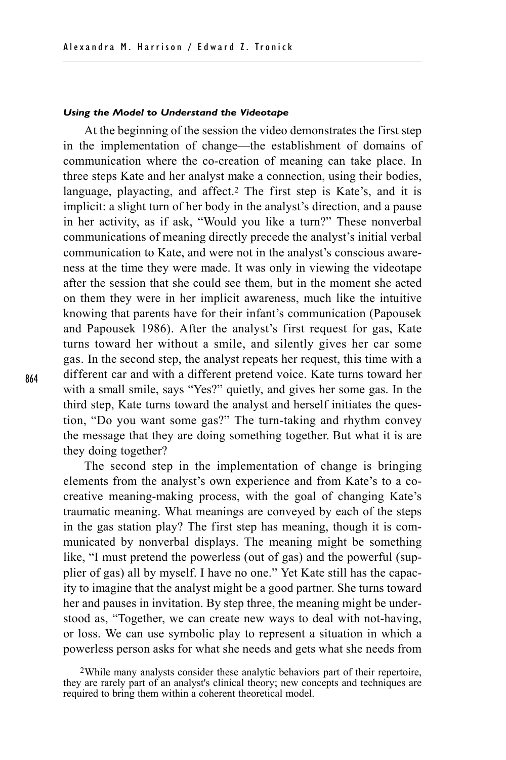#### *Using the Model to Understand the Videotape*

At the beginning of the session the video demonstrates the first step in the implementation of change—the establishment of domains of communication where the co-creation of meaning can take place. In three steps Kate and her analyst make a connection, using their bodies, language, playacting, and affect.[2] The first step is Kate's, and it is implicit: a slight turn of her body in the analyst's direction, and a pause in her activity, as if ask, "Would you like a turn?" These nonverbal communications of meaning directly precede the analyst's initial verbal communication to Kate, and were not in the analyst's conscious awareness at the time they were made. It was only in viewing the videotape after the session that she could see them, but in the moment she acted on them they were in her implicit awareness, much like the intuitive knowing that parents have for their infant's communication (Papousek and Papousek 1986). After the analyst's first request for gas, Kate turns toward her without a smile, and silently gives her car some gas. In the second step, the analyst repeats her request, this time with a different car and with a different pretend voice. Kate turns toward her with a small smile, says "Yes?" quietly, and gives her some gas. In the third step, Kate turns toward the analyst and herself initiates the question, "Do you want some gas?" The turn-taking and rhythm convey the message that they are doing something together. But what it is are they doing together?

The second step in the implementation of change is bringing elements from the analyst's own experience and from Kate's to a co-creative meaning-making process, with the goal of changing Kate's traumatic meaning. What meanings are conveyed by each of the steps in the gas station play? The first step has meaning, though it is communicated by nonverbal displays. The meaning might be something like, "I must pretend the powerless (out of gas) and the powerful (supplier of gas) all by myself. I have no one." Yet Kate still has the capacity to imagine that the analyst might be a good partner. She turns toward her and pauses in invitation. By step three, the meaning might be understood as, "Together, we can create new ways to deal with not-having, or loss. We can use symbolic play to represent a situation in which a powerless person asks for what she needs and gets what she needs from

[2]While many analysts consider these analytic behaviors part of their repertoire, they are rarely part of an analyst's clinical theory; new concepts and techniques are required to bring them within a coherent theoretical model.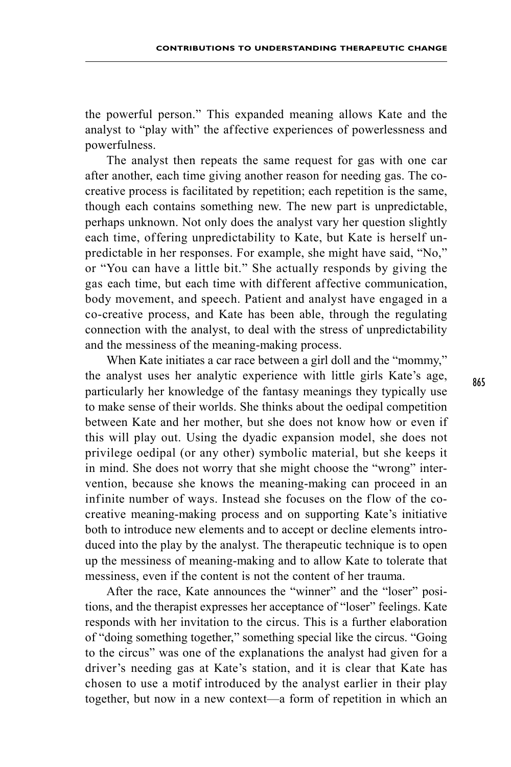the powerful person." This expanded meaning allows Kate and the analyst to "play with" the affective experiences of powerlessness and powerfulness.

The analyst then repeats the same request for gas with one car after another, each time giving another reason for needing gas. The co-creative process is facilitated by repetition; each repetition is the same, though each contains something new. The new part is unpredictable, perhaps unknown. Not only does the analyst vary her question slightly each time, offering unpredictability to Kate, but Kate is herself unpredictable in her responses. For example, she might have said, "No," or "You can have a little bit." She actually responds by giving the gas each time, but each time with different affective communication, body movement, and speech. Patient and analyst have engaged in a co-creative process, and Kate has been able, through the regulating connection with the analyst, to deal with the stress of unpredictability and the messiness of the meaning-making process.

When Kate initiates a car race between a girl doll and the "mommy," the analyst uses her analytic experience with little girls Kate's age, particularly her knowledge of the fantasy meanings they typically use to make sense of their worlds. She thinks about the oedipal competition between Kate and her mother, but she does not know how or even if this will play out. Using the dyadic expansion model, she does not privilege oedipal (or any other) symbolic material, but she keeps it in mind. She does not worry that she might choose the "wrong" intervention, because she knows the meaning-making can proceed in an infinite number of ways. Instead she focuses on the flow of the co-creative meaning-making process and on supporting Kate's initiative both to introduce new elements and to accept or decline elements introduced into the play by the analyst. The therapeutic technique is to open up the messiness of meaning-making and to allow Kate to tolerate that messiness, even if the content is not the content of her trauma.

After the race, Kate announces the "winner" and the "loser" positions, and the therapist expresses her acceptance of "loser" feelings. Kate responds with her invitation to the circus. This is a further elaboration of "doing something together," something special like the circus. "Going to the circus" was one of the explanations the analyst had given for a driver's needing gas at Kate's station, and it is clear that Kate has chosen to use a motif introduced by the analyst earlier in their play together, but now in a new context—a form of repetition in which an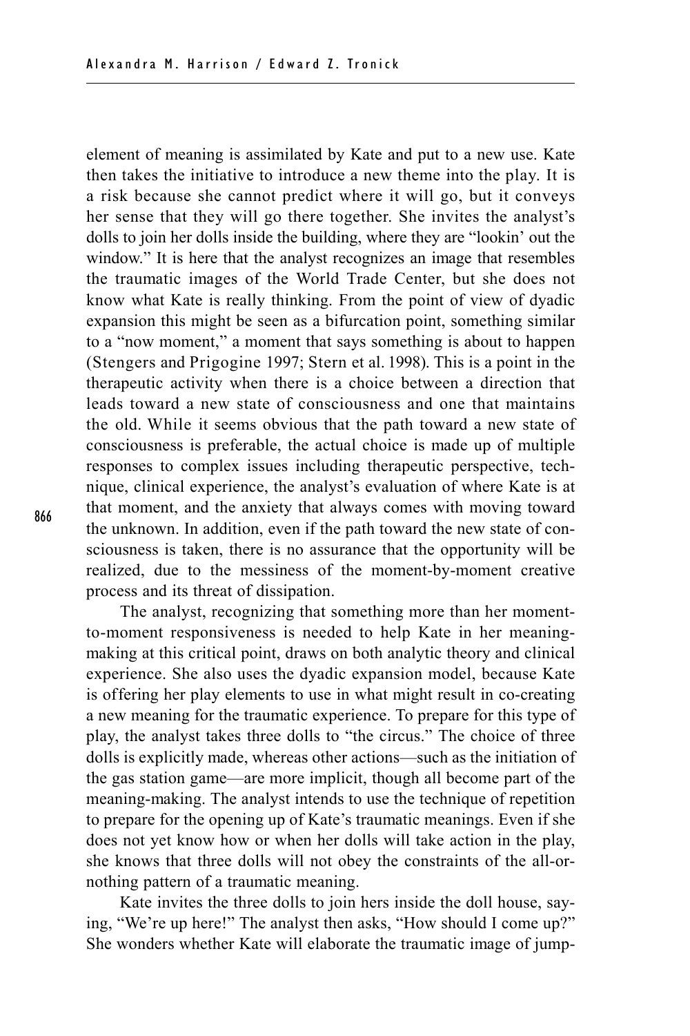element of meaning is assimilated by Kate and put to a new use. Kate then takes the initiative to introduce a new theme into the play. It is a risk because she cannot predict where it will go, but it conveys her sense that they will go there together. She invites the analyst's dolls to join her dolls inside the building, where they are "lookin' out the window." It is here that the analyst recognizes an image that resembles the traumatic images of the World Trade Center, but she does not know what Kate is really thinking. From the point of view of dyadic expansion this might be seen as a bifurcation point, something similar to a "now moment," a moment that says something is about to happen (Stengers and Prigogine 1997; Stern et al. 1998). This is a point in the therapeutic activity when there is a choice between a direction that leads toward a new state of consciousness and one that maintains the old. While it seems obvious that the path toward a new state of consciousness is preferable, the actual choice is made up of multiple responses to complex issues including therapeutic perspective, technique, clinical experience, the analyst's evaluation of where Kate is at that moment, and the anxiety that always comes with moving toward the unknown. In addition, even if the path toward the new state of consciousness is taken, there is no assurance that the opportunity will be realized, due to the messiness of the moment-by-moment creative process and its threat of dissipation.

The analyst, recognizing that something more than her moment-to-moment responsiveness is needed to help Kate in her meaning-making at this critical point, draws on both analytic theory and clinical experience. She also uses the dyadic expansion model, because Kate is offering her play elements to use in what might result in co-creating a new meaning for the traumatic experience. To prepare for this type of play, the analyst takes three dolls to "the circus." The choice of three dolls is explicitly made, whereas other actions—such as the initiation of the gas station game—are more implicit, though all become part of the meaning-making. The analyst intends to use the technique of repetition to prepare for the opening up of Kate's traumatic meanings. Even if she does not yet know how or when her dolls will take action in the play, she knows that three dolls will not obey the constraints of the all-or-nothing pattern of a traumatic meaning.

Kate invites the three dolls to join hers inside the doll house, saying, "We're up here!" The analyst then asks, "How should I come up?" She wonders whether Kate will elaborate the traumatic image of jump-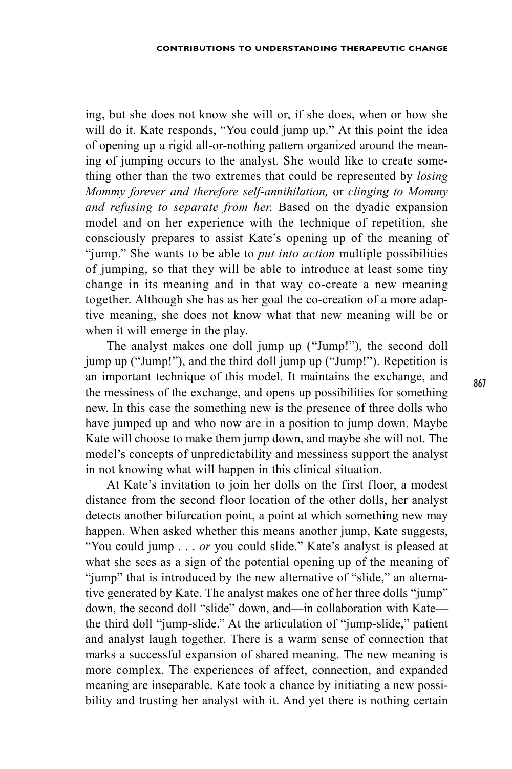ing, but she does not know she will or, if she does, when or how she will do it. Kate responds, "You could jump up." At this point the idea of opening up a rigid all-or-nothing pattern organized around the meaning of jumping occurs to the analyst. She would like to create something other than the two extremes that could be represented by *losing Mommy forever and therefore self-annihilation,* or *clinging to Mommy and refusing to separate from her.* Based on the dyadic expansion model and on her experience with the technique of repetition, she consciously prepares to assist Kate's opening up of the meaning of "jump." She wants to be able to *put into action* multiple possibilities of jumping, so that they will be able to introduce at least some tiny change in its meaning and in that way co-create a new meaning together. Although she has as her goal the co-creation of a more adaptive meaning, she does not know what that new meaning will be or when it will emerge in the play.

The analyst makes one doll jump up ("Jump!"), the second doll jump up ("Jump!"), and the third doll jump up ("Jump!"). Repetition is an important technique of this model. It maintains the exchange, and the messiness of the exchange, and opens up possibilities for something new. In this case the something new is the presence of three dolls who have jumped up and who now are in a position to jump down. Maybe Kate will choose to make them jump down, and maybe she will not. The model's concepts of unpredictability and messiness support the analyst in not knowing what will happen in this clinical situation.

At Kate's invitation to join her dolls on the first floor, a modest distance from the second floor location of the other dolls, her analyst detects another bifurcation point, a point at which something new may happen. When asked whether this means another jump, Kate suggests, "You could jump . . . *or* you could slide." Kate's analyst is pleased at what she sees as a sign of the potential opening up of the meaning of "jump" that is introduced by the new alternative of "slide," an alternative generated by Kate. The analyst makes one of her three dolls "jump" down, the second doll "slide" down, and—in collaboration with Kate—the third doll "jump-slide." At the articulation of "jump-slide," patient and analyst laugh together. There is a warm sense of connection that marks a successful expansion of shared meaning. The new meaning is more complex. The experiences of affect, connection, and expanded meaning are inseparable. Kate took a chance by initiating a new possibility and trusting her analyst with it. And yet there is nothing certain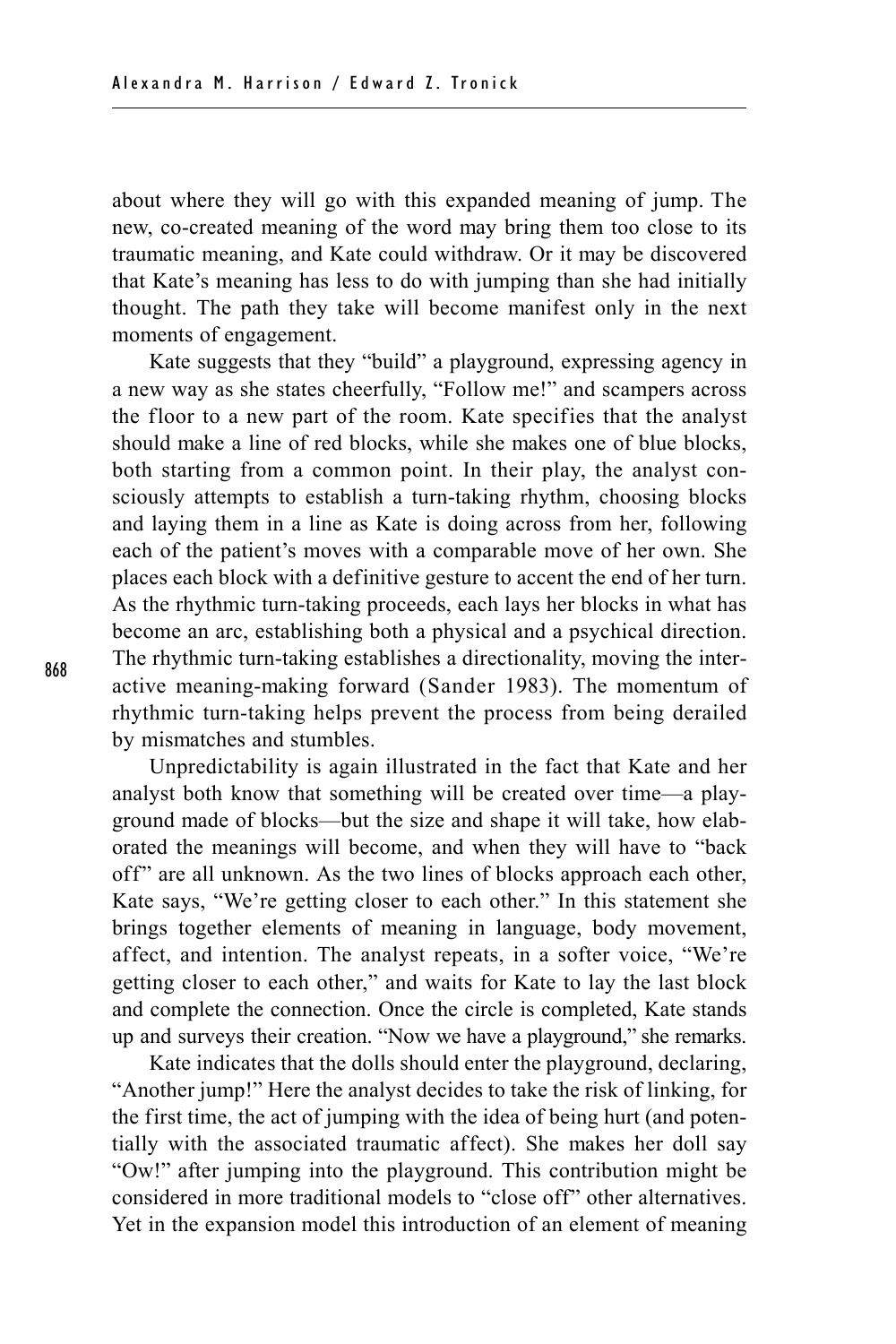about where they will go with this expanded meaning of jump. The new, co-created meaning of the word may bring them too close to its traumatic meaning, and Kate could withdraw. Or it may be discovered that Kate's meaning has less to do with jumping than she had initially thought. The path they take will become manifest only in the next moments of engagement.

Kate suggests that they "build" a playground, expressing agency in a new way as she states cheerfully, "Follow me!" and scampers across the floor to a new part of the room. Kate specifies that the analyst should make a line of red blocks, while she makes one of blue blocks, both starting from a common point. In their play, the analyst consciously attempts to establish a turn-taking rhythm, choosing blocks and laying them in a line as Kate is doing across from her, following each of the patient's moves with a comparable move of her own. She places each block with a definitive gesture to accent the end of her turn. As the rhythmic turn-taking proceeds, each lays her blocks in what has become an arc, establishing both a physical and a psychical direction. The rhythmic turn-taking establishes a directionality, moving the interactive meaning-making forward (Sander 1983). The momentum of rhythmic turn-taking helps prevent the process from being derailed by mismatches and stumbles.

Unpredictability is again illustrated in the fact that Kate and her analyst both know that something will be created over time—a playground made of blocks—but the size and shape it will take, how elaborated the meanings will become, and when they will have to "back off" are all unknown. As the two lines of blocks approach each other, Kate says, "We're getting closer to each other." In this statement she brings together elements of meaning in language, body movement, affect, and intention. The analyst repeats, in a softer voice, "We're getting closer to each other," and waits for Kate to lay the last block and complete the connection. Once the circle is completed, Kate stands up and surveys their creation. "Now we have a playground," she remarks.

Kate indicates that the dolls should enter the playground, declaring, "Another jump!" Here the analyst decides to take the risk of linking, for the first time, the act of jumping with the idea of being hurt (and potentially with the associated traumatic affect). She makes her doll say "Ow!" after jumping into the playground. This contribution might be considered in more traditional models to "close off" other alternatives. Yet in the expansion model this introduction of an element of meaning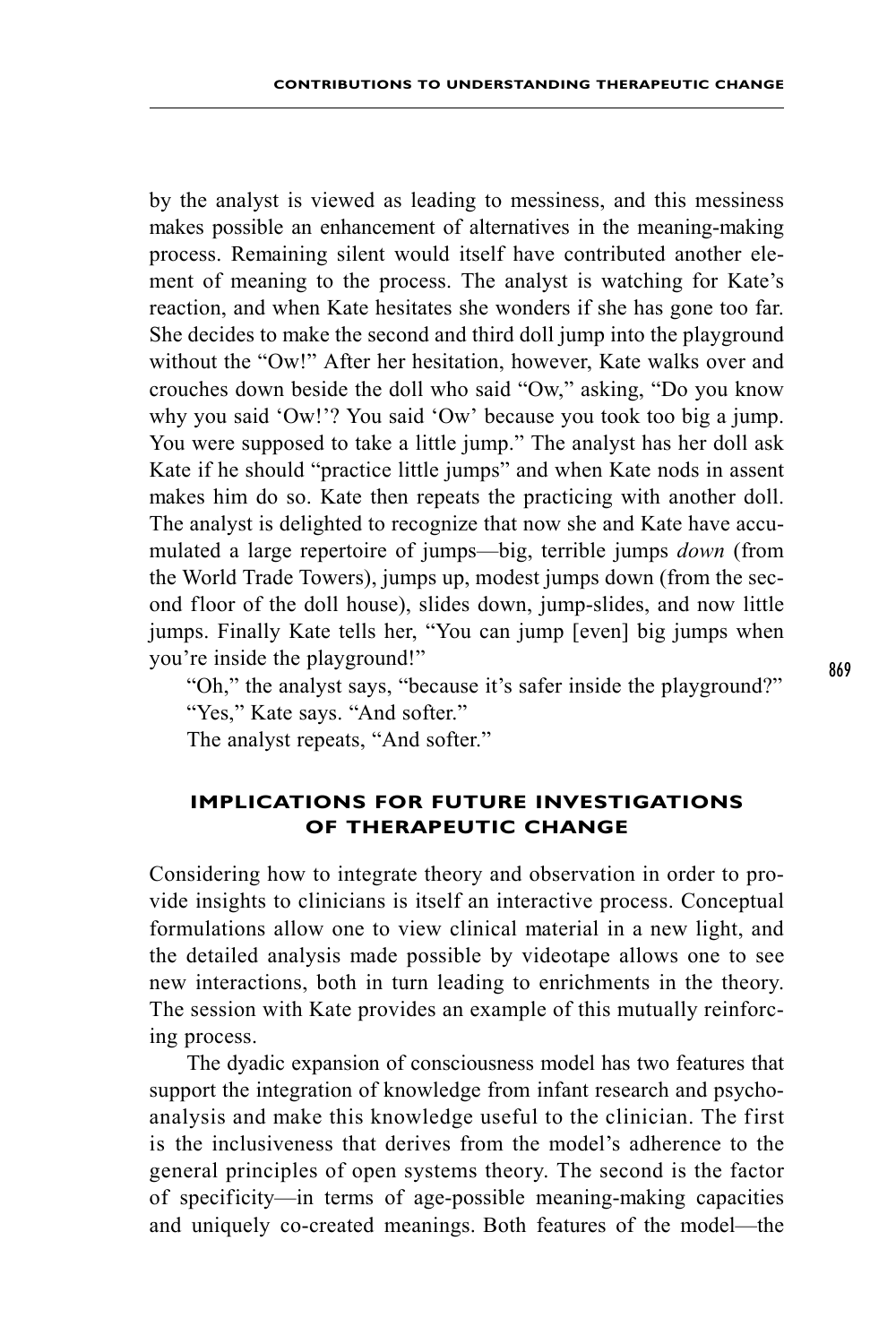by the analyst is viewed as leading to messiness, and this messiness makes possible an enhancement of alternatives in the meaning-making process. Remaining silent would itself have contributed another element of meaning to the process. The analyst is watching for Kate's reaction, and when Kate hesitates she wonders if she has gone too far. She decides to make the second and third doll jump into the playground without the "Ow!" After her hesitation, however, Kate walks over and crouches down beside the doll who said "Ow," asking, "Do you know why you said 'Ow!'? You said 'Ow' because you took too big a jump. You were supposed to take a little jump." The analyst has her doll ask Kate if he should "practice little jumps" and when Kate nods in assent makes him do so. Kate then repeats the practicing with another doll. The analyst is delighted to recognize that now she and Kate have accumulated a large repertoire of jumps—big, terrible jumps *down* (from the World Trade Towers), jumps up, modest jumps down (from the second floor of the doll house), slides down, jump-slides, and now little jumps. Finally Kate tells her, "You can jump [even] big jumps when you're inside the playground!"

"Oh," the analyst says, "because it's safer inside the playground?"

"Yes," Kate says. "And softer."

The analyst repeats, "And softer."

## IMPLICATIONS FOR FUTURE INVESTIGATIONS OF THERAPEUTIC CHANGE

Considering how to integrate theory and observation in order to provide insights to clinicians is itself an interactive process. Conceptual formulations allow one to view clinical material in a new light, and the detailed analysis made possible by videotape allows one to see new interactions, both in turn leading to enrichments in the theory. The session with Kate provides an example of this mutually reinforcing process.

The dyadic expansion of consciousness model has two features that support the integration of knowledge from infant research and psychoanalysis and make this knowledge useful to the clinician. The first is the inclusiveness that derives from the model's adherence to the general principles of open systems theory. The second is the factor of specificity—in terms of age-possible meaning-making capacities and uniquely co-created meanings. Both features of the model—the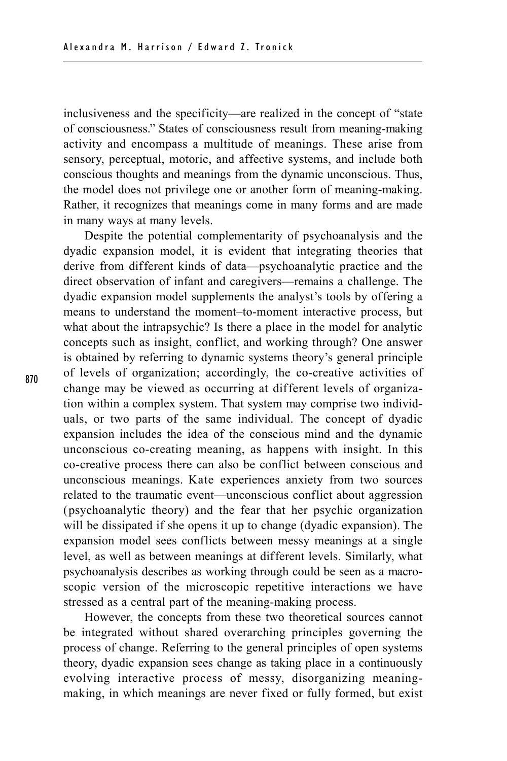inclusiveness and the specificity—are realized in the concept of "state of consciousness." States of consciousness result from meaning-making activity and encompass a multitude of meanings. These arise from sensory, perceptual, motoric, and affective systems, and include both conscious thoughts and meanings from the dynamic unconscious. Thus, the model does not privilege one or another form of meaning-making. Rather, it recognizes that meanings come in many forms and are made in many ways at many levels.

Despite the potential complementarity of psychoanalysis and the dyadic expansion model, it is evident that integrating theories that derive from different kinds of data—psychoanalytic practice and the direct observation of infant and caregivers—remains a challenge. The dyadic expansion model supplements the analyst's tools by offering a means to understand the moment–to-moment interactive process, but what about the intrapsychic? Is there a place in the model for analytic concepts such as insight, conflict, and working through? One answer is obtained by referring to dynamic systems theory's general principle of levels of organization; accordingly, the co-creative activities of change may be viewed as occurring at different levels of organization within a complex system. That system may comprise two individuals, or two parts of the same individual. The concept of dyadic expansion includes the idea of the conscious mind and the dynamic unconscious co-creating meaning, as happens with insight. In this co-creative process there can also be conflict between conscious and unconscious meanings. Kate experiences anxiety from two sources related to the traumatic event—unconscious conflict about aggression (psychoanalytic theory) and the fear that her psychic organization will be dissipated if she opens it up to change (dyadic expansion). The expansion model sees conflicts between messy meanings at a single level, as well as between meanings at different levels. Similarly, what psychoanalysis describes as working through could be seen as a macroscopic version of the microscopic repetitive interactions we have stressed as a central part of the meaning-making process.

However, the concepts from these two theoretical sources cannot be integrated without shared overarching principles governing the process of change. Referring to the general principles of open systems theory, dyadic expansion sees change as taking place in a continuously evolving interactive process of messy, disorganizing meaning-making, in which meanings are never fixed or fully formed, but exist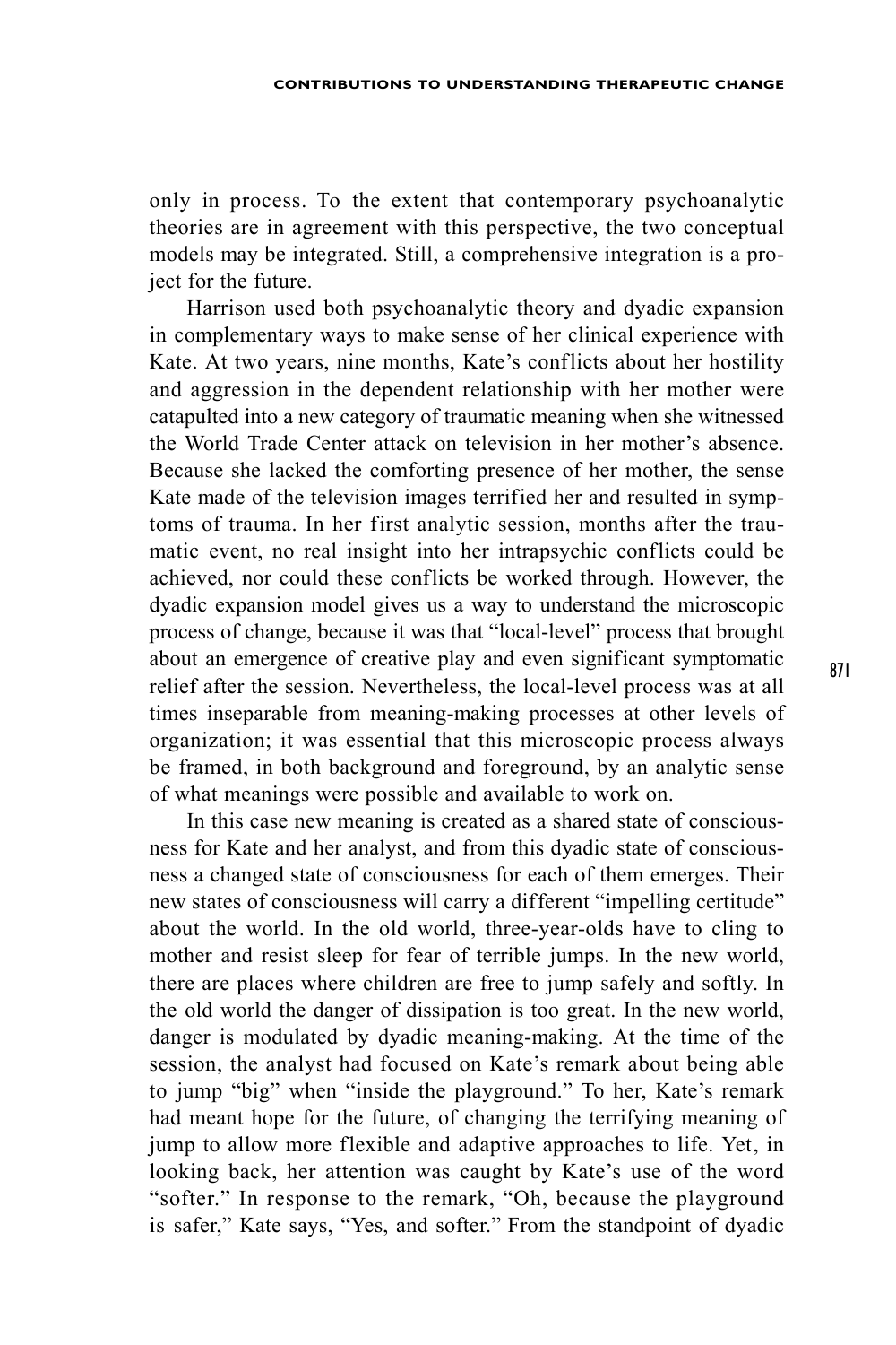only in process. To the extent that contemporary psychoanalytic theories are in agreement with this perspective, the two conceptual models may be integrated. Still, a comprehensive integration is a project for the future.

Harrison used both psychoanalytic theory and dyadic expansion in complementary ways to make sense of her clinical experience with Kate. At two years, nine months, Kate's conflicts about her hostility and aggression in the dependent relationship with her mother were catapulted into a new category of traumatic meaning when she witnessed the World Trade Center attack on television in her mother's absence. Because she lacked the comforting presence of her mother, the sense Kate made of the television images terrified her and resulted in symptoms of trauma. In her first analytic session, months after the traumatic event, no real insight into her intrapsychic conflicts could be achieved, nor could these conflicts be worked through. However, the dyadic expansion model gives us a way to understand the microscopic process of change, because it was that "local-level" process that brought about an emergence of creative play and even significant symptomatic relief after the session. Nevertheless, the local-level process was at all times inseparable from meaning-making processes at other levels of organization; it was essential that this microscopic process always be framed, in both background and foreground, by an analytic sense of what meanings were possible and available to work on.

In this case new meaning is created as a shared state of consciousness for Kate and her analyst, and from this dyadic state of consciousness a changed state of consciousness for each of them emerges. Their new states of consciousness will carry a different "impelling certitude" about the world. In the old world, three-year-olds have to cling to mother and resist sleep for fear of terrible jumps. In the new world, there are places where children are free to jump safely and softly. In the old world the danger of dissipation is too great. In the new world, danger is modulated by dyadic meaning-making. At the time of the session, the analyst had focused on Kate's remark about being able to jump "big" when "inside the playground." To her, Kate's remark had meant hope for the future, of changing the terrifying meaning of jump to allow more flexible and adaptive approaches to life. Yet, in looking back, her attention was caught by Kate's use of the word "softer." In response to the remark, "Oh, because the playground is safer," Kate says, "Yes, and softer." From the standpoint of dyadic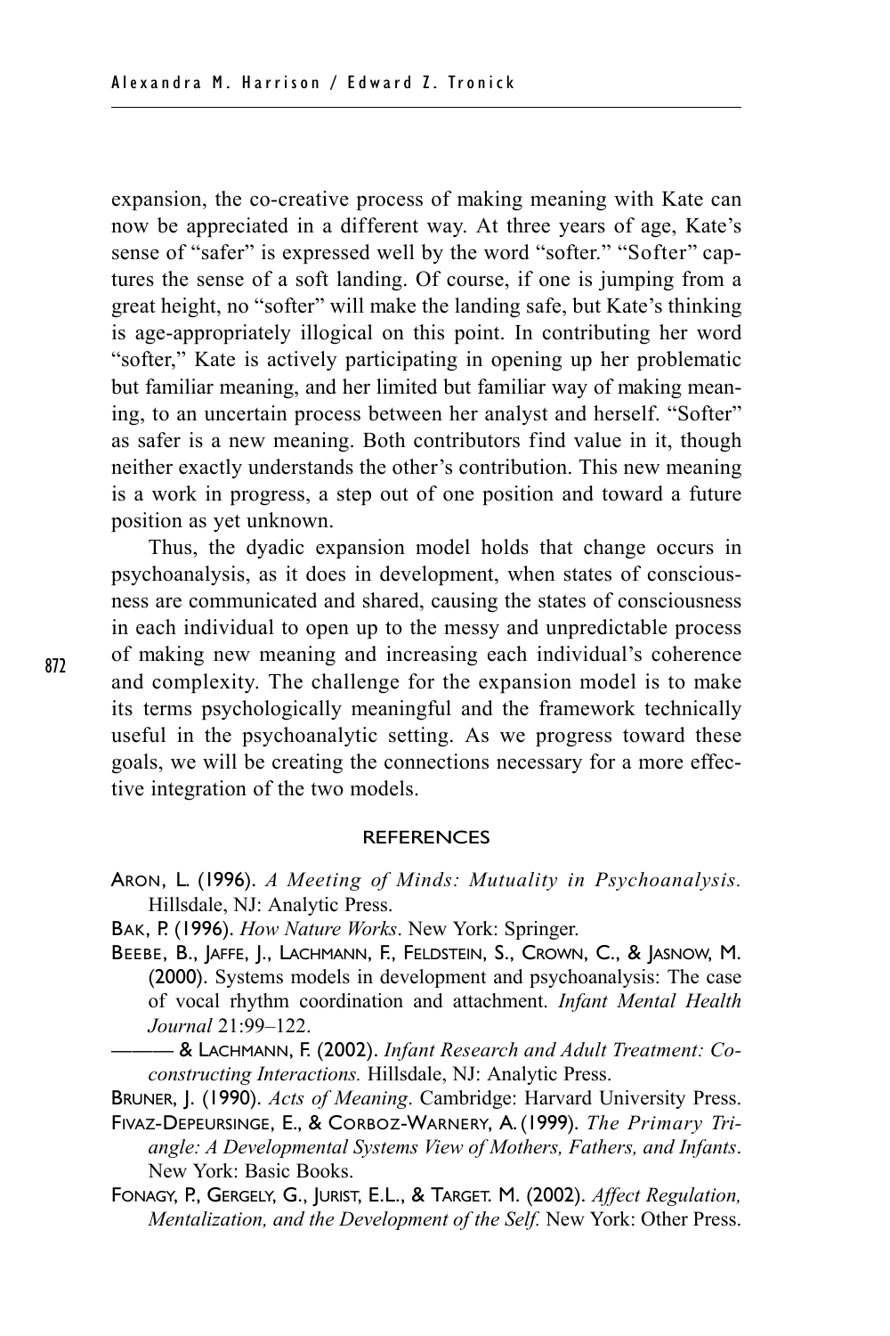expansion, the co-creative process of making meaning with Kate can now be appreciated in a different way. At three years of age, Kate's sense of "safer" is expressed well by the word "softer." "Softer" captures the sense of a soft landing. Of course, if one is jumping from a great height, no "softer" will make the landing safe, but Kate's thinking is age-appropriately illogical on this point. In contributing her word "softer," Kate is actively participating in opening up her problematic but familiar meaning, and her limited but familiar way of making meaning, to an uncertain process between her analyst and herself. "Softer" as safer is a new meaning. Both contributors find value in it, though neither exactly understands the other's contribution. This new meaning is a work in progress, a step out of one position and toward a future position as yet unknown.

Thus, the dyadic expansion model holds that change occurs in psychoanalysis, as it does in development, when states of consciousness are communicated and shared, causing the states of consciousness in each individual to open up to the messy and unpredictable process of making new meaning and increasing each individual's coherence and complexity. The challenge for the expansion model is to make its terms psychologically meaningful and the framework technically useful in the psychoanalytic setting. As we progress toward these goals, we will be creating the connections necessary for a more effective integration of the two models.

## REFERENCES

Aron, L. (1996). *A Meeting of Minds: Mutuality in Psychoanalysis.* Hillsdale, NJ: Analytic Press.

Bak, P. (1996). *How Nature Works*. New York: Springer.

Beebe, B., Jaffe, J., Lachmann, F., Feldstein, S., Crown, C., & Jasnow, M. (2000). Systems models in development and psychoanalysis: The case of vocal rhythm coordination and attachment. *Infant Mental Health Journal* 21:99–122.

——— & Lachmann, F. (2002). *Infant Research and Adult Treatment: Co-constructing Interactions.* Hillsdale, NJ: Analytic Press.

Bruner, J. (1990). *Acts of Meaning*. Cambridge: Harvard University Press.

Fivaz-Depeursinge, E., & Corboz-Warnery, A. (1999). *The Primary Triangle: A Developmental Systems View of Mothers, Fathers, and Infants*. New York: Basic Books.

Fonagy, P., Gergely, G., Jurist, E.L., & Target. M. (2002). *Affect Regulation, Mentalization, and the Development of the Self.* New York: Other Press.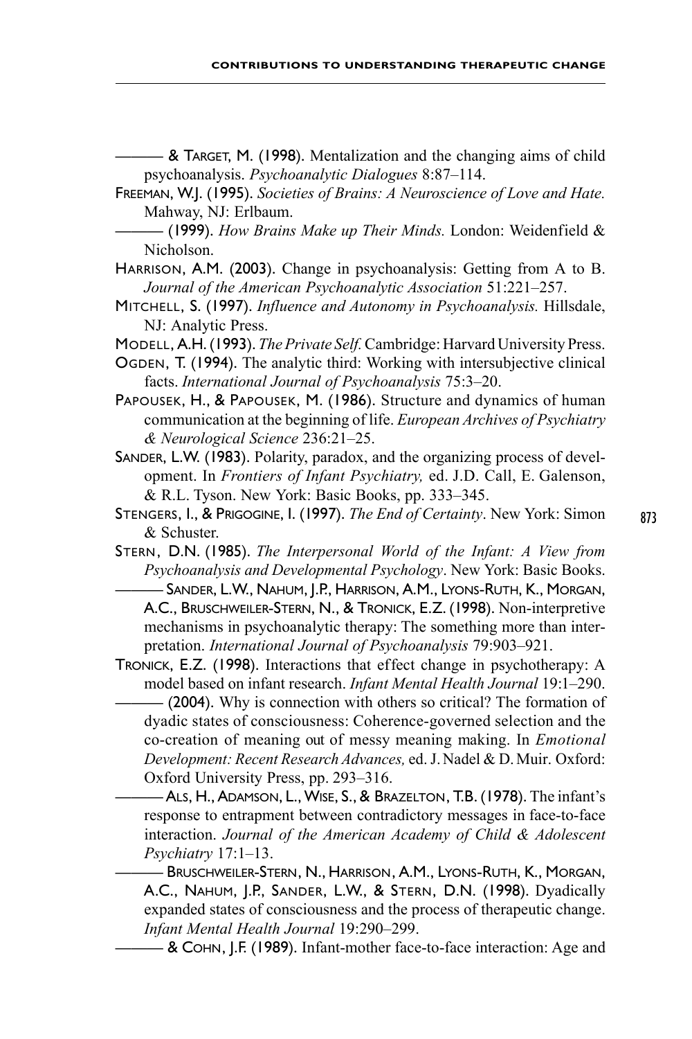——— & Target, M. (1998). Mentalization and the changing aims of child psychoanalysis. *Psychoanalytic Dialogues* 8:87–114.

Freeman, W.J. (1995). *Societies of Brains: A Neuroscience of Love and Hate.* Mahway, NJ: Erlbaum.

——— (1999). *How Brains Make up Their Minds.* London: Weidenfield & Nicholson.

Harrison, A.M. (2003). Change in psychoanalysis: Getting from A to B. *Journal of the American Psychoanalytic Association* 51:221–257.

Mitchell, S. (1997). *Influence and Autonomy in Psychoanalysis.* Hillsdale, NJ: Analytic Press.

Modell, A.H. (1993). *The Private Self.* Cambridge: Harvard University Press.

Ogden, T. (1994). The analytic third: Working with intersubjective clinical facts. *International Journal of Psychoanalysis* 75:3–20.

Papousek, H., & Papousek, M. (1986). Structure and dynamics of human communication at the beginning of life. *European Archives of Psychiatry & Neurological Science* 236:21–25.

Sander, L.W. (1983). Polarity, paradox, and the organizing process of development. In *Frontiers of Infant Psychiatry,* ed. J.D. Call, E. Galenson, & R.L. Tyson. New York: Basic Books, pp. 333–345.

Stengers, I., & Prigogine, I. (1997). *The End of Certainty*. New York: Simon & Schuster.

Stern, D.N. (1985). *The Interpersonal World of the Infant: A View from Psychoanalysis and Developmental Psychology*. New York: Basic Books.

——— Sander, L.W., Nahum, J.P., Harrison, A.M., Lyons-Ruth, K., Morgan, A.C., Bruschweiler-Stern, N., & Tronick, E.Z. (1998). Non-interpretive mechanisms in psychoanalytic therapy: The something more than interpretation. *International Journal of Psychoanalysis* 79:903–921.

Tronick, E.Z. (1998). Interactions that effect change in psychotherapy: A model based on infant research. *Infant Mental Health Journal* 19:1–290.

——— (2004). Why is connection with others so critical? The formation of dyadic states of consciousness: Coherence-governed selection and the co-creation of meaning out of messy meaning making. In *Emotional Development: Recent Research Advances,* ed. J. Nadel & D. Muir. Oxford: Oxford University Press, pp. 293–316.

——— Als, H., Adamson, L., Wise, S., & Brazelton, T.B. (1978). The infant's response to entrapment between contradictory messages in face-to-face interaction. *Journal of the American Academy of Child & Adolescent Psychiatry* 17:1–13.

——— Bruschweiler-Stern, N., Harrison, A.M., Lyons-Ruth, K., Morgan, A.C., Nahum, J.P., Sander, L.W., & Stern, D.N. (1998). Dyadically expanded states of consciousness and the process of therapeutic change. *Infant Mental Health Journal* 19:290–299.

——— & Cohn, J.F. (1989). Infant-mother face-to-face interaction: Age and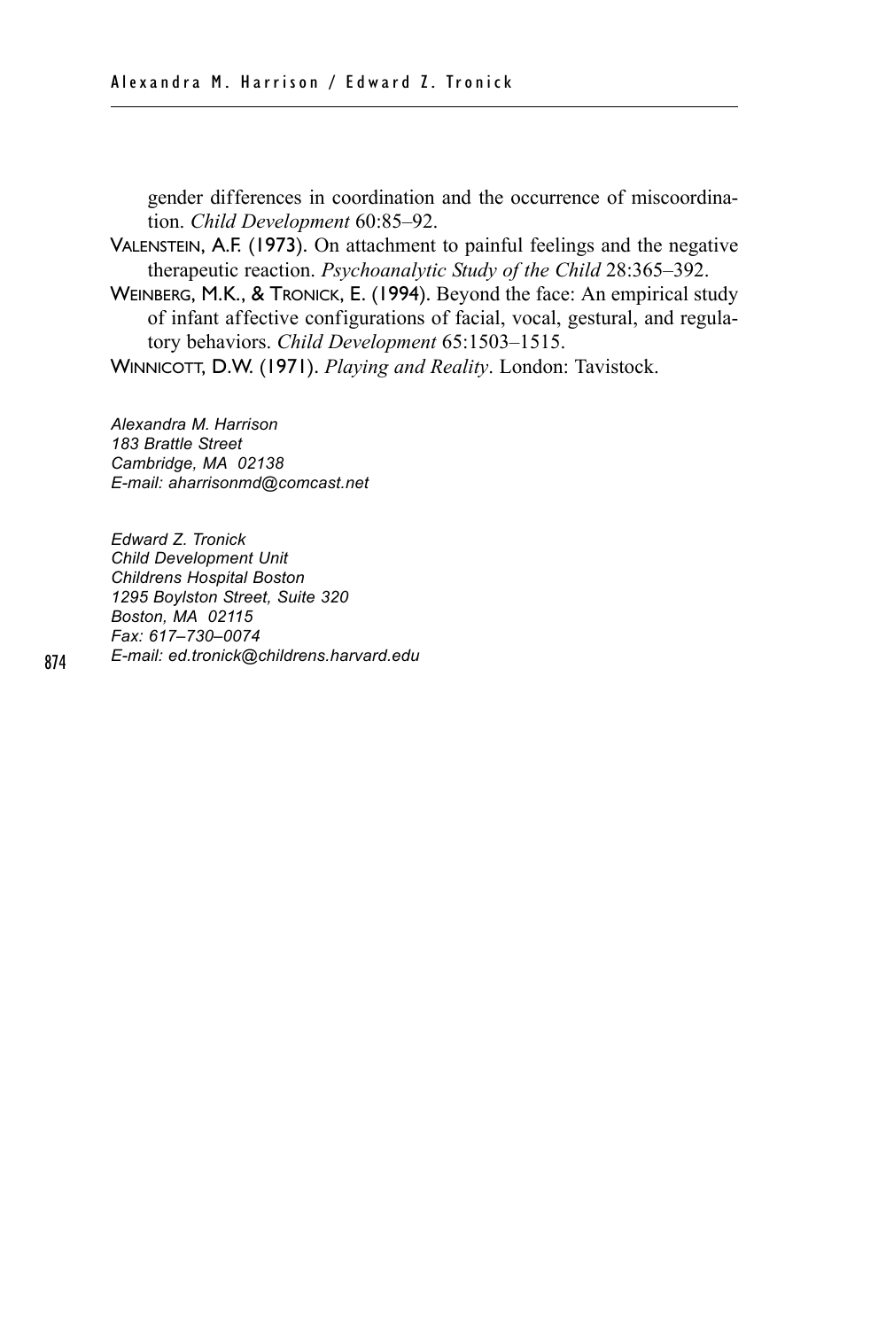gender differences in coordination and the occurrence of miscoordination. *Child Development* 60:85–92.

VALENSTEIN, A.F. (1973). On attachment to painful feelings and the negative therapeutic reaction. *Psychoanalytic Study of the Child* 28:365–392.

WEINBERG, M.K., & TRONICK, E. (1994). Beyond the face: An empirical study of infant affective configurations of facial, vocal, gestural, and regulatory behaviors. *Child Development* 65:1503–1515.

WINNICOTT, D.W. (1971). *Playing and Reality*. London: Tavistock.

*Alexandra M. Harrison*
*183 Brattle Street*
*Cambridge, MA 02138*
*E-mail: aharrisonmd@comcast.net*

*Edward Z. Tronick*
*Child Development Unit*
*Childrens Hospital Boston*
*1295 Boylston Street, Suite 320*
*Boston, MA 02115*
*Fax: 617–730–0074*
*E-mail: ed.tronick@childrens.harvard.edu*